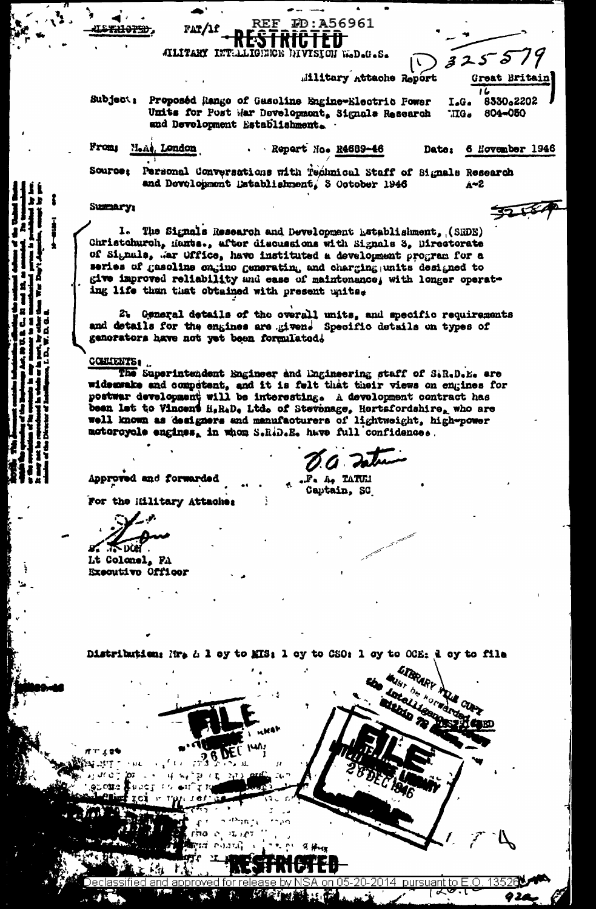REF ID:A56961

RESTRICTED

MILITARY INTELLIGENCE DIVISION W.D.G.S.

325579

Military Attache Report — Great Britain

**Subject:** Proposed Range of Gasoline Engine-Electric Power Units for Post War Development, Signals Research and Development Establishment.

I.G. 8330.2202
MIG. 804-050

**From:** M.A. London — **Report No.** R4689-46 — **Date:** 6 November 1946

**Source:** Personal Conversations with Technical Staff of Signals Research and Development Establishment, 3 October 1946 — A-2

**Summary:**

1. The Signals Research and Development Establishment, (SRDE) Christchurch, Hants., after discussions with Signals 3, Directorate of Signals, War Office, have instituted a development program for a series of gasoline engine generating and charging units designed to give improved reliability and ease of maintenance, with longer operating life than that obtained with present units.

2. General details of the overall units, and specific requirements and details for the engines are given. Specific details on types of generators have not yet been formulated.

**COMMENTS:**

The Superintendent Engineer and Engineering staff of S.R.D.E. are widesawake and competent, and it is felt that their views on engines for postwar development will be interesting. A development contract has been let to Vincent H.R.D. Ltd. of Stevenage, Hertfordshire, who are well known as designers and manufacturers of lightweight, high-power motorcycle engines, in whom S.R.D.E. have full confidence.

F. A. TATUM
Captain, SC

Approved and forwarded

For the Military Attache:

S. ... DON
Lt Colonel, FA
Executive Officer

Distribution: Mr. & 1 cy to MIS: 1 cy to CSO: 1 cy to OCE: 1 cy to file

FILE 26 DEC 1946

LIBRARY FILE COPY must be forwarded to the Intelligence Library within 72 hours

FILE 28 DEC 1946

RESTRICTED

Declassified and approved for release by NSA on 05-20-2014 pursuant to E.O. 13526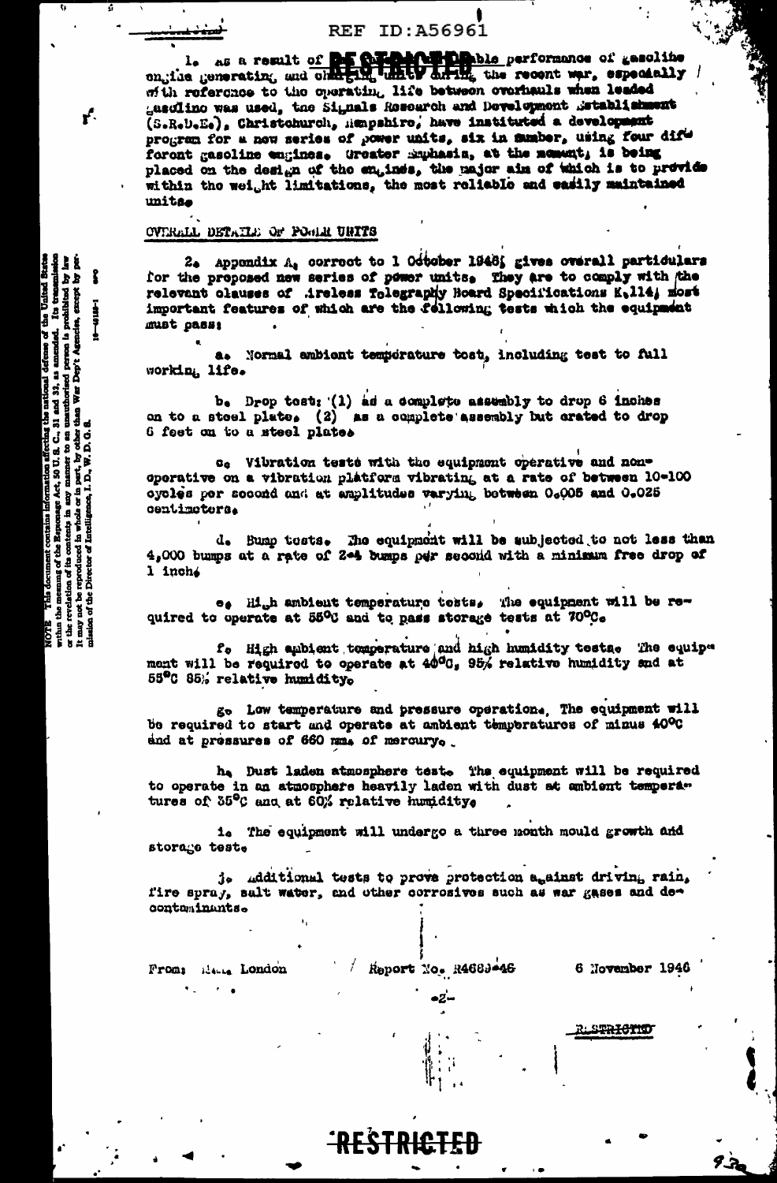1. As a result of the unsatisfactory performance of gasoline engine generating and charging units during the recent war, especially with reference to the operating life between overhauls when leaded gasoline was used, the Signals Research and Development Establishment (S.R.D.E.), Christchurch, Hampshire, have instituted a development program for a new series of power units, six in number, using four different gasoline engines. Greater emphasis, at the moment, is being placed on the design of the engines, the major aim of which is to provide within the weight limitations, the most reliable and easily maintained units.

## OVERALL DETAILS OF POWER UNITS

2. Appendix A, correct to 1 October 1946, gives overall particulars for the proposed new series of power units. They are to comply with the relevant clauses of Wireless Telegraphy Board Specifications K.114, most important features of which are the following tests which the equipment must pass:

a. Normal ambient temperature test, including test to full working life.

b. Drop test: (1) as a complete assembly to drop 6 inches on to a steel plate. (2) as a complete assembly but crated to drop 6 feet on to a steel plate.

c. Vibration tests with the equipment operative and non-operative on a vibration platform vibrating at a rate of between 10-100 cycles per second and at amplitudes varying between 0.005 and 0.025 centimeters.

d. Bump tests. The equipment will be subjected to not less than 4,000 bumps at a rate of 2-4 bumps per second with a minimum free drop of 1 inch.

e. High ambient temperature tests. The equipment will be required to operate at 55°C and to pass storage tests at 70°C.

f. High ambient temperature and high humidity tests. The equipment will be required to operate at 40°C, 95% relative humidity and at 55°C 85% relative humidity.

g. Low temperature and pressure operation. The equipment will be required to start and operate at ambient temperatures of minus 40°C and at pressures of 660 mm. of mercury.

h. Dust laden atmosphere test. The equipment will be required to operate in an atmosphere heavily laden with dust at ambient temperatures of 35°C and at 60% relative humidity.

i. The equipment will undergo a three month mould growth and storage test.

j. Additional tests to prove protection against driving rain, fire spray, salt water, and other corrosives such as war gases and decontaminants.

From: MA London  Report No. R4683-46  6 November 1946

RESTRICTED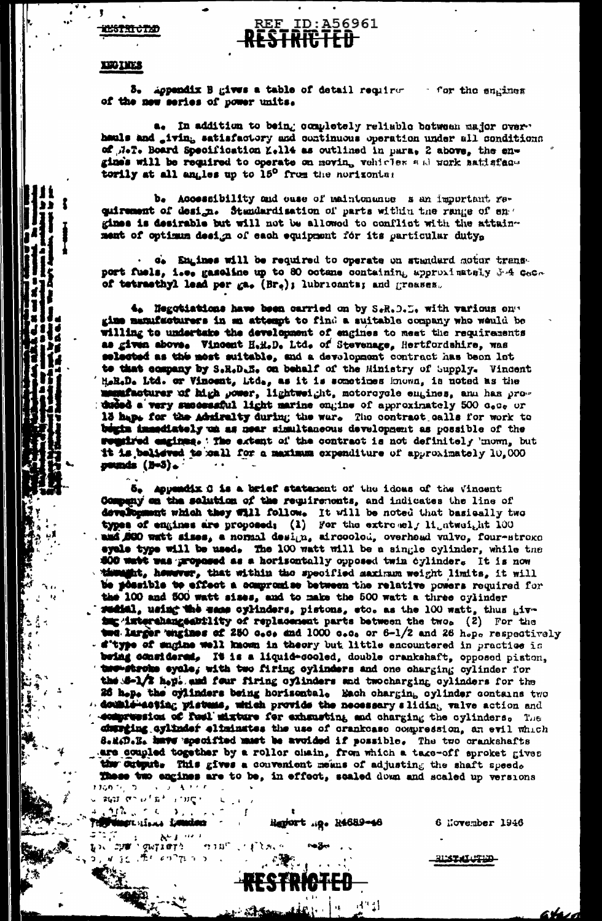RESTRICTED

REF ID:A56961

RESTRICTED

ENGINES

3. Appendix B gives a table of detail requirements for the engines of the new series of power units.

a. In addition to being completely reliable between major overhauls and giving satisfactory and continuous operation under all conditions of M.T. Board Specification M.114 as outlined in para. 2 above, the engines will be required to operate on moving vehicles and work satisfactorily at all angles up to 15° from the horizontal.

b. Accessibility and ease of maintenance is an important requirement of design. Standardisation of parts within the range of engines is desirable but will not be allowed to conflict with the attainment of optimum design of each equipment for its particular duty.

c. Engines will be required to operate on standard motor transport fuels, i.e. gasoline up to 80 octane containing approximately 3.4 c.c. of tetraethyl lead per ga. (Br.); lubricants; and greases.

4. Negotiations have been carried on by S.R.D.E. with various engine manufacturers in an attempt to find a suitable company who would be willing to undertake the development of engines to meet the requirements as given above. Vincent H.R.D. Ltd. of Stevenage, Hertfordshire, was selected as the most suitable, and a development contract has been let to that company by S.R.D.E. on behalf of the Ministry of Supply. Vincent H.R.D. Ltd. or Vincent, Ltd., as it is sometimes known, is noted as the manufacturer of high power, lightweight, motorcycle engines, and has produced a very successful light marine engine of approximately 500 c.c. or 13 h.p. for the Admiralty during the war. The contract calls for work to begin immediately on as near simultaneous development as possible of the required engines. The extent of the contract is not definitely known, but it is believed to call for a maximum expenditure of approximately 10,000 pounds (B-3).

5. Appendix C is a brief statement of the ideas of the Vincent Company on the solution of the requirements, and indicates the line of development which they will follow. It will be noted that basically two types of engines are proposed: (1) For the extremely lightweight 100 and 500 watt sizes, a normal design, aircooled, overhead valve, four-stroke cycle type will be used. The 100 watt will be a single cylinder, while the 500 watt was proposed as a horizontally opposed twin cylinder. It is now thought, however, that within the specified maximum weight limits, it will be possible to effect a compromise between the relative powers required for the 100 and 500 watt sizes, and to make the 500 watt a three cylinder radial, using the same cylinders, pistons, etc. as the 100 watt, thus giving interchangeability of replacement parts between the two. (2) For the two larger engines of 250 c.c. and 1000 c.c. or 6-1/2 and 26 h.p. respectively a type of engine well known in theory but little encountered in practice is being considered. It is a liquid-cooled, double crankshaft, opposed piston, two-stroke cycle, with two firing cylinders and one charging cylinder for the 6-1/2 h.p. and four firing cylinders and two charging cylinders for the 26 h.p. the cylinders being horizontal. Each charging cylinder contains two double-acting pistons, which provide the necessary sliding valve action and compression of fuel mixture for exhausting and charging the cylinders. The charging cylinder eliminates the use of crankcase compression, an evil which S.R.D.E. have specified must be avoided if possible. The two crankshafts are coupled together by a roller chain, from which a take-off sproket gives the output. This gives a convenient means of adjusting the shaft speed. These two engines are to be, in effect, scaled down and scaled up versions

Report No. R4689-46

6 November 1946

RESTRICTED

RESTRICTED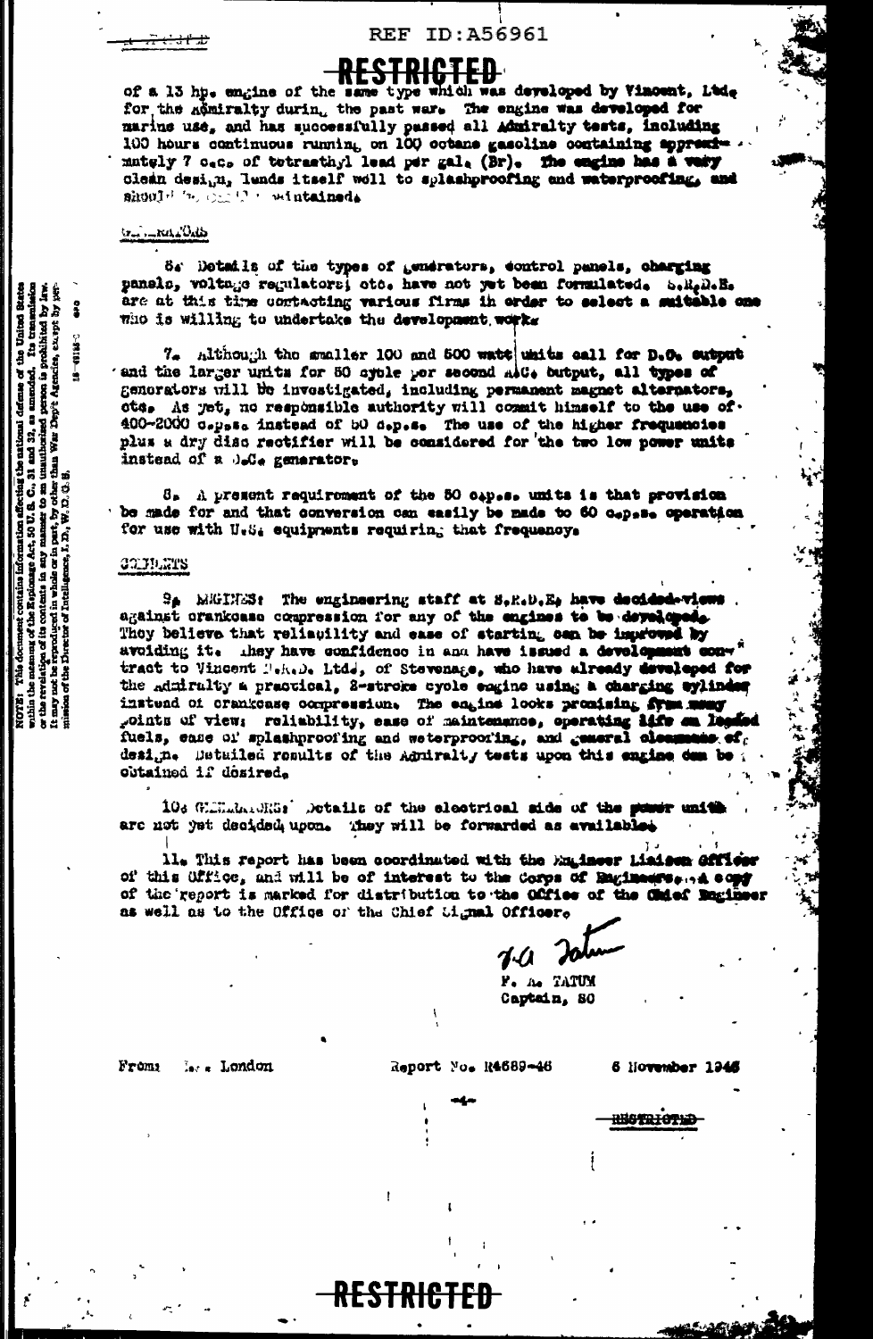REF ID:A56961

RESTRICTED

of a 13 hp. engine of the same type which was developed by Vincent, Ltd. for the Admiralty during the past war. The engine was developed for marine use, and has successfully passed all Admiralty tests, including 100 hours continuous running on 100 octane gasoline containing approximately 7 c.c. of tetraethyl lead per gal. (Br). The engine has a very clean design, lends itself well to splashproofing and waterproofing, and should be easily maintained.

GENERATORS

6. Details of the types of generators, control panels, charging panels, voltage regulators, etc. have not yet been formulated. S.R.D.E. are at this time contacting various firms in order to select a suitable one who is willing to undertake the development work.

7. Although the smaller 100 and 500 watt units call for D.C. output and the larger units for 50 cycle per second A.C. output, all types of generators will be investigated, including permanent magnet alternators, etc. As yet, no responsible authority will commit himself to the use of 400-2000 c.p.s. instead of 50 c.p.s. The use of the higher frequencies plus a dry disc rectifier will be considered for the two low power units instead of a D.C. generator.

8. A present requirement of the 50 c.p.s. units is that provision be made for and that conversion can easily be made to 60 c.p.s. operation for use with U.S. equipments requiring that frequency.

COMMENTS

9. ENGINES: The engineering staff at S.R.D.E. have decided views against crankcase compression for any of the engines to be developed. They believe that reliability and ease of starting can be improved by avoiding it. They have confidence in and have issued a development contract to Vincent H.R.D. Ltd., of Stevenage, who have already developed for the Admiralty a practical, 2-stroke cycle engine using a charging cylinder instead of crankcase compression. The engine looks promising from many points of view; reliability, ease of maintenance, operating life on leaded fuels, ease of splashproofing and waterproofing, and general cleanness of design. Detailed results of the Admiralty tests upon this engine can be obtained if desired.

10. GENERATORS: Details of the electrical side of the power units are not yet decided upon. They will be forwarded as available.

11. This report has been coordinated with the Engineer Liaison Officer of this Office, and will be of interest to the Corps of Engineers. A copy of the report is marked for distribution to the Office of the Chief Engineer as well as to the Office of the Chief Signal Officer.

F. A. Tatum

F. A. TATUM
Captain, SC

From: M.A. London Report No. R4689-46 6 November 1946

RESTRICTED

NOTE: This document contains information affecting the national defense of the United States within the meaning of the Espionage Act, 50 U.S.C., 31 and 32, as amended. Its transmission or the revelation of its contents in any manner to an unauthorized person is prohibited by law. It may not be reproduced in whole or in part, by other than War Dep't Agencies, except by permission of the Director of Intelligence, I.D., W.D.G.S.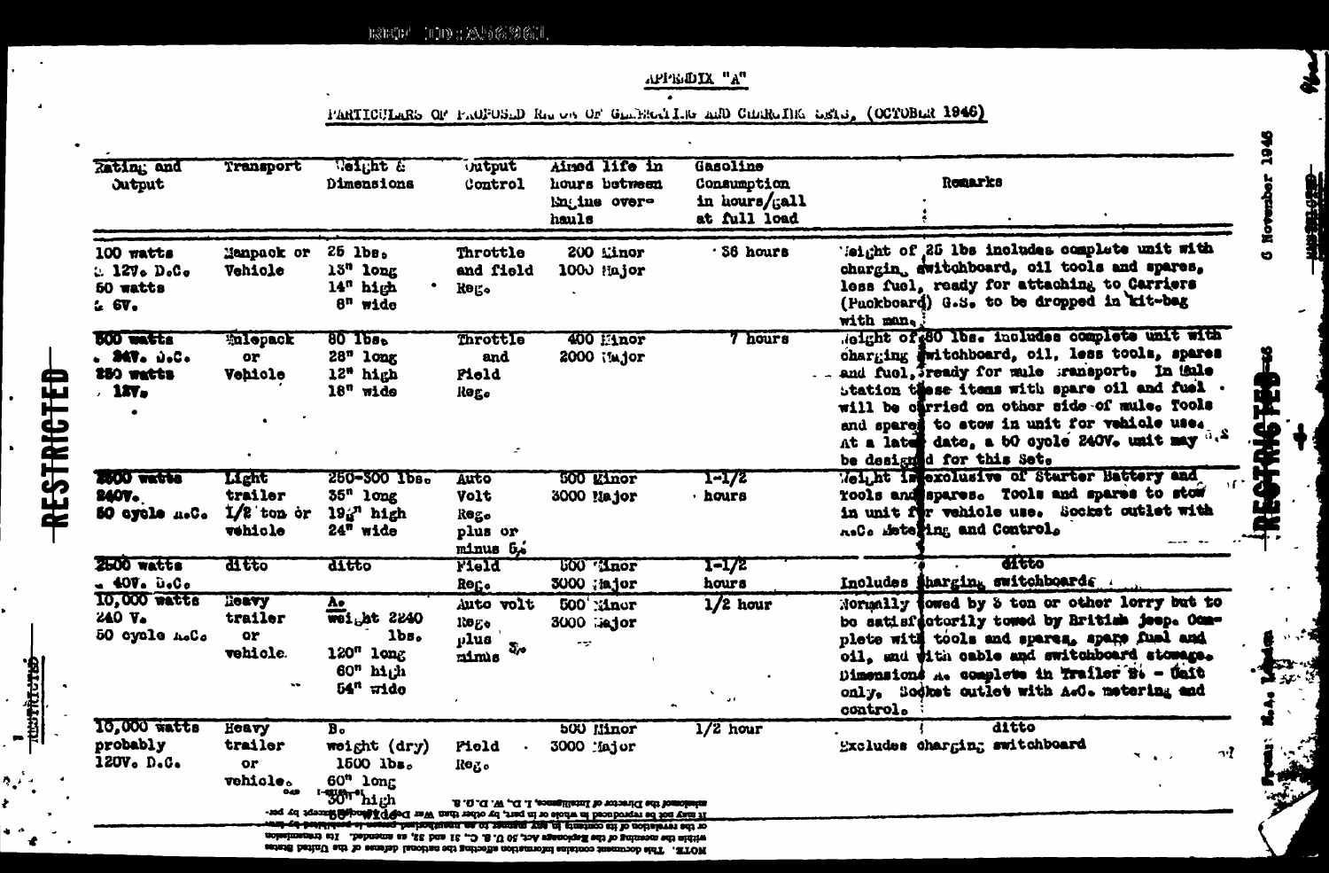REF ID:A56961

APPENDIX "A"

PARTICULARS OF PROPOSED RANGE OF GENERATING AND CHARGING SETS, (OCTOBER 1946)

| Rating and Output | Transport | Weight & Dimensions | Output Control | Aimed life in hours between Engine overhauls | Gasoline Consumption in hours/gall at full load | Remarks |
|---|---|---|---|---|---|---|
| 100 watts @ 12V. D.C. 50 watts @ 6V. | Manpack or Vehicle | 25 lbs. 13" long 14" high 8" wide | Throttle and field Reg. | 200 Minor 1000 Major | 36 hours | Weight of 25 lbs includes complete unit with charging switchboard, oil tools and spares, less fuel, ready for attaching to Carriers (Packboard) G.S. to be dropped in kit-bag with man. |
| 500 watts . 24V. D.C. 250 watts . 12V. | Mulepack or Vehicle | 80 lbs. 28" long 12" high 18" wide | Throttle and Field Reg. | 400 Minor 2000 Major | 7 hours | Weight of 80 lbs. includes complete unit with charging switchboard, oil, less tools, spares and fuel, ready for mule transport. In Mule station these items with spare oil and fuel will be carried on other side of mule. Tools and spares to stow in unit for vehicle use. At a later date, a 50 cycle 240V. unit may be designed for this Set. |
| 2500 watts 240V. 50 cycle A.C. | Light trailer 1/2 ton or vehicle | 250-300 lbs. 35" long 19½" high 24" wide | Auto Volt Reg. plus or minus 5% | 500 Minor 3000 Major | 1-1/2 hours | Weight is exclusive of Starter Battery and Tools and spares. Tools and spares to stow in unit for vehicle use. Socket outlet with A.C. Metering and Control. |
| 2500 watts . 40V. D.C. | ditto | ditto | Field Reg. | 500 Minor 3000 Major | 1-1/2 hours | ditto Includes charging switchboard. |
| 10,000 watts 240 V. 50 cycle A.C. | Heavy trailer or vehicle. | A. weight 2240 lbs. 120" long 60" high 54" wide | Auto volt Reg. plus minus 5% | 500 Minor 3000 Major | 1/2 hour | Normally towed by 3 ton or other lorry but to be satisfactorily towed by British jeep. Complete with tools and spares, spare fuel and oil, and with cable and switchboard stowage. Dimensions A. complete in Trailer B. - Unit only. Socket outlet with A.C. metering and control. |
| 10,000 watts probably 120V. D.C. | Heavy trailer or vehicle. | B. weight (dry) 1500 lbs. 60" long 30" high | Field Reg. | 500 Minor 3000 Major | 1/2 hour | ditto Excludes charging switchboard |

RESTRICTED

6 November 1946

From: M.A. London

NOTE. This document contains information affecting the national defense of the United States within the meaning of the Espionage Act, 50 U.S.C., 31 and 32, as amended. Its transmission or the revelation of its contents in any manner to an unauthorized person is prohibited by law. It may not be reproduced in whole or in part, by other than War Department agencies, except by permission of the Director of Intelligence, I.D., W.D.G.S.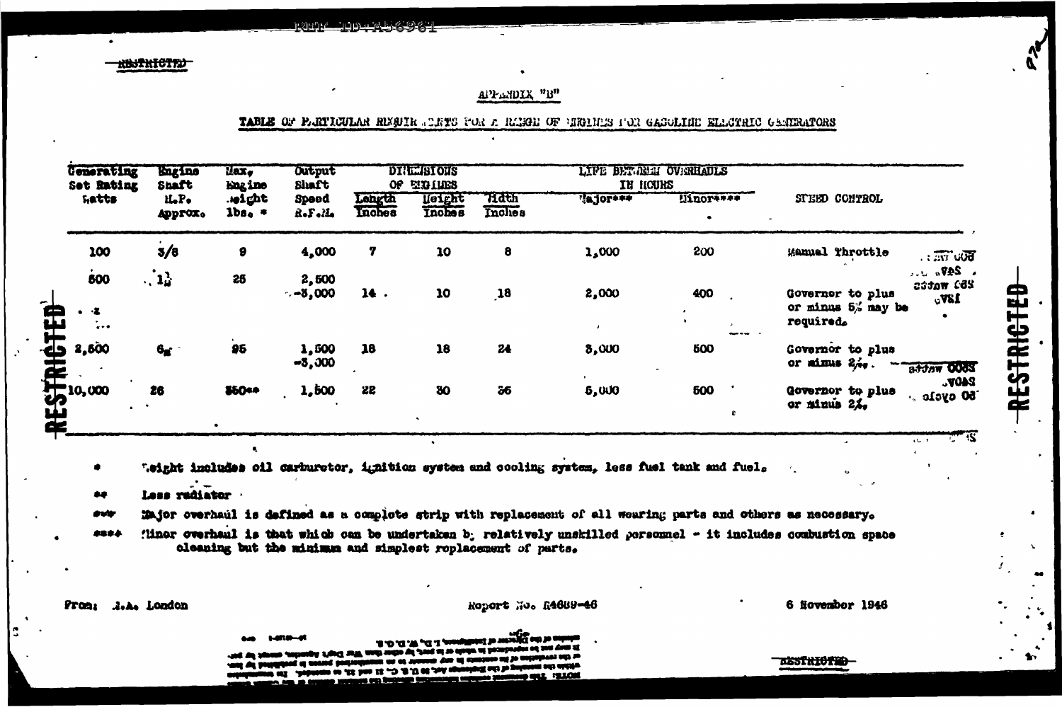RESTRICTED

APPENDIX "B"

TABLE OF PARTICULAR REQUIREMENTS FOR A RANGE OF ENGINES FOR GASOLINE ELECTRIC GENERATORS

| Generating Set Rating Watts | Engine Shaft H.P. Approx. | Max. Engine Weight lbs. * | Output Shaft Speed R.P.M. | DIMENSIONS OF ENGINES Length Inches | Height Inches | Width Inches | LIFE BETWEEN OVERHAULS IN HOURS Major*** | Minor**** | SPEED CONTROL |
|---|---|---|---|---|---|---|---|---|---|
| 100 | 3/8 | 9 | 4,000 | 7 | 10 | 8 | 1,000 | 200 | Manual Throttle |
| 500 | $1\frac{1}{2}$ | 25 | 2,500 -3,000 | 14 | 10 | 18 | 2,000 | 400 | Governor to plus or minus 5% may be required. |
| 2,500 | 6 | 95 | 1,500 -3,000 | 18 | 18 | 24 | 3,000 | 500 | Governor to plus or minus 2%. |
| 10,000 | 26 | 350** | 1,500 | 22 | 30 | 36 | 5,000 | 500 | Governor to plus or minus 2%. |

\* Weight includes oil carburetor, ignition system and cooling system, less fuel tank and fuel.

\*\* Less radiator

\*\*\* Major overhaul is defined as a complete strip with replacement of all wearing parts and others as necessary.

\*\*\*\* Minor overhaul is that which can be undertaken by relatively unskilled personnel - it includes combustion space cleaning but the minimum and simplest replacement of parts.

From: M.A. London

Report No. R4689-46

6 November 1946

RESTRICTED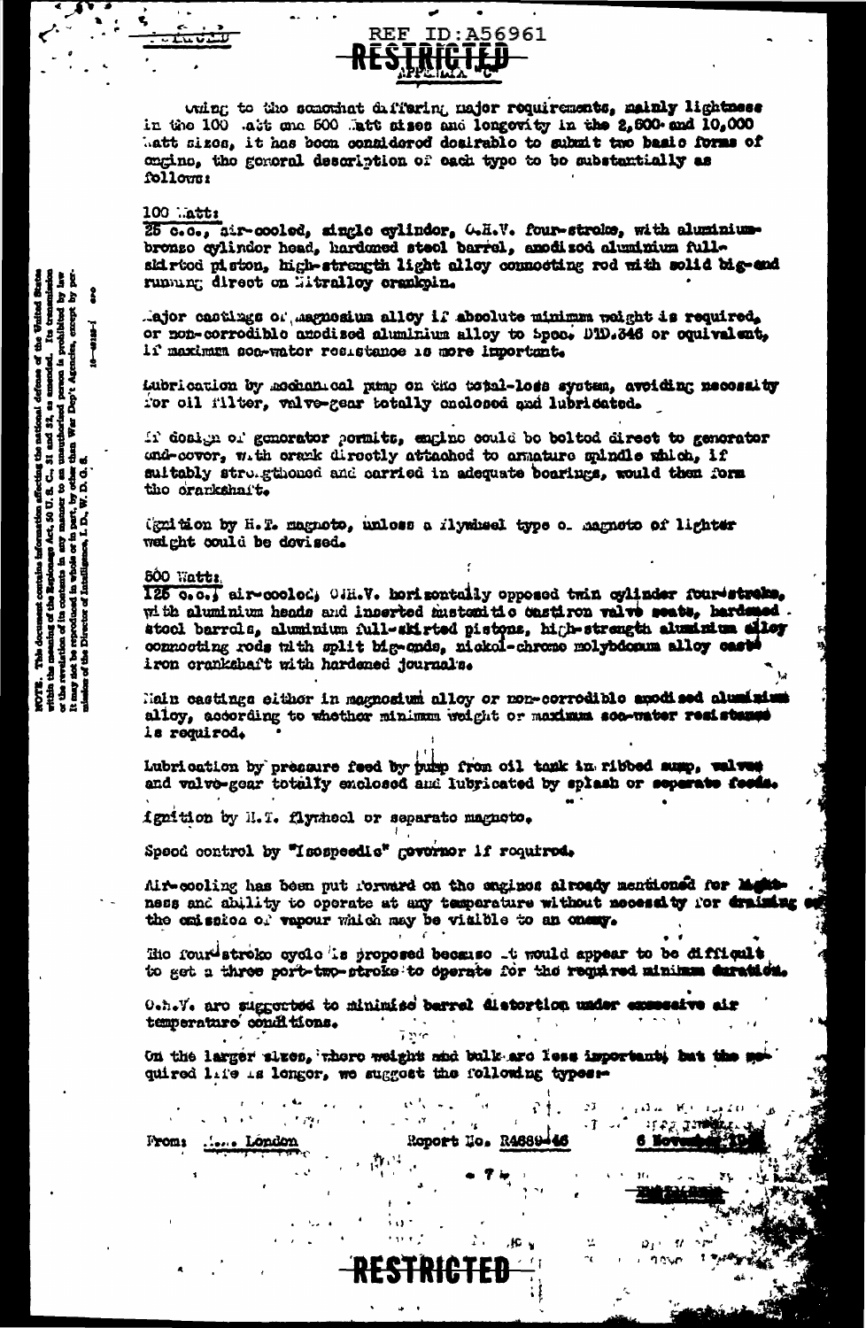owing to the somewhat differing major requirements, mainly lightness in the 100 watt and 500 watt sizes and longevity in the 2,500 and 10,000 watt sizes, it has been considered desirable to submit two basic forms of engine, the general description of each type to be substantially as follows:

## 100 Watt:

25 c.c., air-cooled, single cylinder, O.H.V. four-stroke, with aluminium-bronze cylinder head, hardened steel barrel, anodised aluminium full-skirted piston, high-strength light alloy connecting rod with solid big-end running direct on Nitralloy crankpin.

Major castings of magnesium alloy if absolute minimum weight is required, or non-corrodible anodised aluminium alloy to Spec. DTD.346 or equivalent, if maximum sea-water resistance is more important.

Lubrication by mechanical pump on the total-loss system, avoiding necessity for oil filter, valve-gear totally enclosed and lubricated.

If design of generator permits, engine could be bolted direct to generator end-cover, with crank directly attached to armature spindle which, if suitably strengthened and carried in adequate bearings, would then form the crankshaft.

Ignition by H.T. magneto, unless a flywheel type of magneto of lighter weight could be devised.

## 500 Watts.

125 c.c., air-cooled, O.H.V. horizontally opposed twin cylinder four-stroke, with aluminium heads and inserted austenitic cast iron valve seats, hardened steel barrels, aluminium full-skirted pistons, high-strength aluminium alloy connecting rods with split big-ends, nickel-chrome molybdenum alloy cast iron crankshaft with hardened journals.

Main castings either in magnesium alloy or non-corrodible anodised aluminium alloy, according to whether minimum weight or maximum sea-water resistance is required.

Lubrication by pressure feed by pump from oil tank in ribbed sump, valves and valve-gear totally enclosed and lubricated by splash or separate feeds.

Ignition by H.T. flywheel or separate magneto.

Speed control by "Isospeedic" governor if required.

Air-cooling has been put forward on the engines already mentioned for lightness and ability to operate at any temperature without necessity for draining or the emission of vapour which may be visible to an enemy.

The four-stroke cycle is proposed because it would appear to be difficult to get a three port-two-stroke to operate for the required minimum duration.

O.H.V. are suggested to minimise barrel distortion under excessive air temperature conditions.

On the larger sizes, where weight and bulk are less important, but the required life is longer, we suggest the following types:-

From: ... London Report No. R4689-46 6 November 19..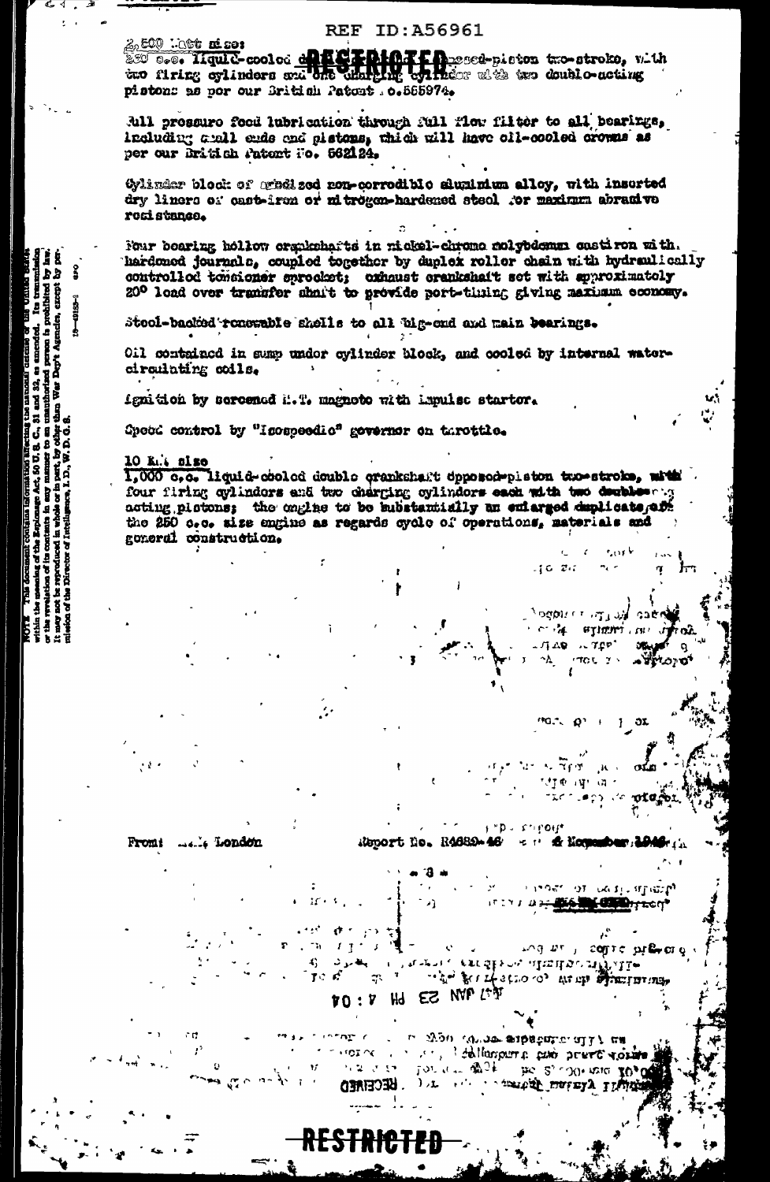REF ID:A56961

2,500 Watt size:

250 c.c. liquid-cooled double opposed-piston two-stroke, with two firing cylinders and one charging cylinder with two double-acting pistons as per our British Patent No.555974.

Full pressure feed lubrication through full flow filter to all bearings, including small ends and pistons, which will have oil-cooled crowns as per our British Patent No. 562124.

Cylinder block of anodized non-corrodible aluminium alloy, with inserted dry liners of cast-iron or nitrogen-hardened steel for maximum abrasive resistance.

Four bearing hollow crankshafts in nickel-chrome molybdenum cast iron with hardened journals, coupled together by duplex roller chain with hydraulically controlled tensioner sprocket; exhaust crankshaft set with approximately 20° lead over transfer shaft to provide port-timing giving maximum economy.

Steel-backed renewable shells to all big-end and main bearings.

Oil contained in sump under cylinder block, and cooled by internal water-circulating coils.

Ignition by screened H.T. magneto with impulse starter.

Speed control by "Isospeedic" governor on throttle.

10 K.W. size

1,000 c.c. liquid-cooled double crankshaft opposed-piston two-stroke, with four firing cylinders and two charging cylinders each with two double-acting pistons; the engine to be substantially an enlarged duplicate of the 250 c.c. size engine as regards cycle of operations, materials and general construction.

From: MA London

Report No. R4689-46 6 November 1946

- 3 -

RESTRICTED